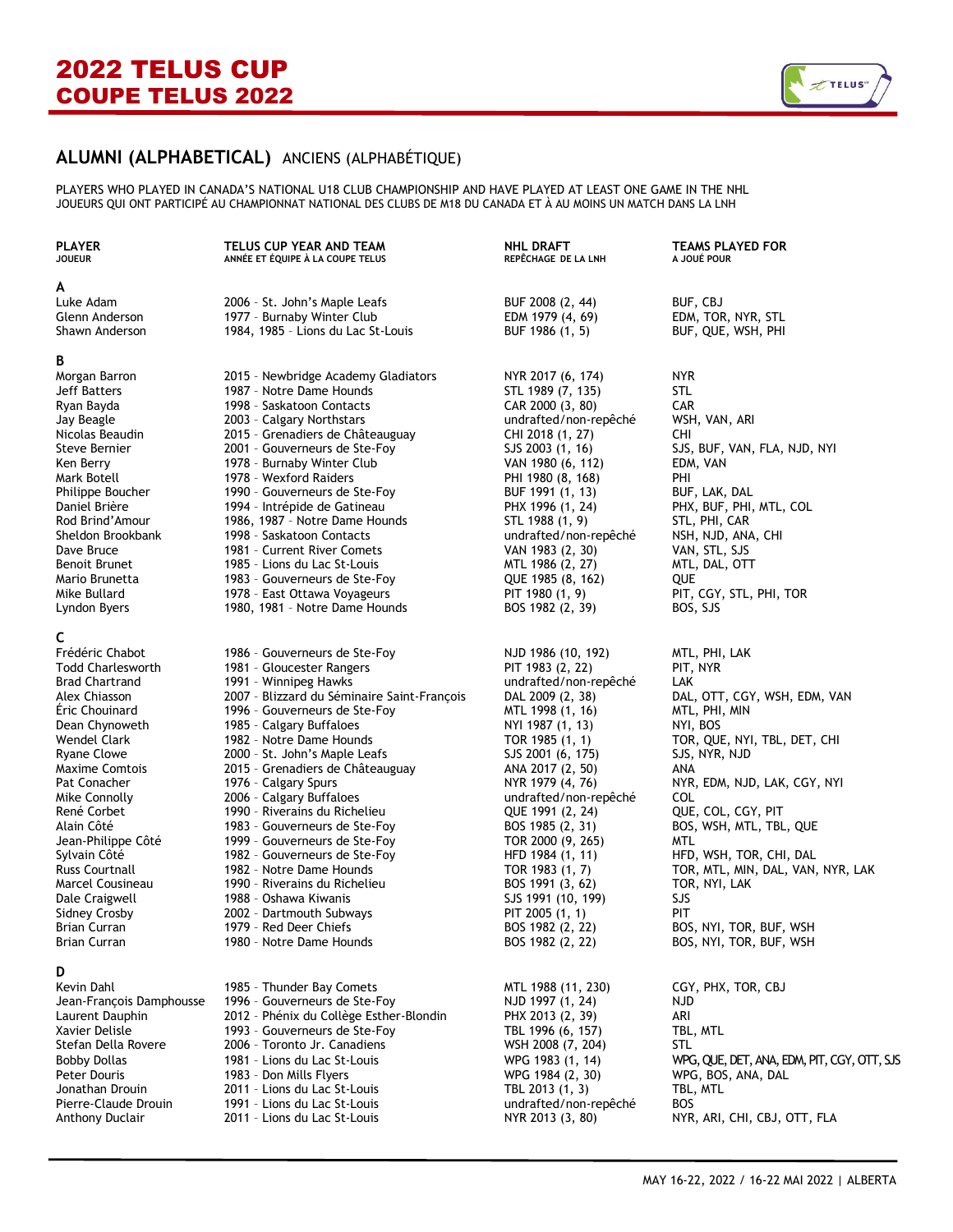# 2022 TELUS CUP
# COUPE TELUS 2022

## ALUMNI (ALPHABETICAL) ANCIENS (ALPHABÉTIQUE)

PLAYERS WHO PLAYED IN CANADA'S NATIONAL U18 CLUB CHAMPIONSHIP AND HAVE PLAYED AT LEAST ONE GAME IN THE NHL
JOUEURS QUI ONT PARTICIPÉ AU CHAMPIONNAT NATIONAL DES CLUBS DE M18 DU CANADA ET À AU MOINS UN MATCH DANS LA LNH

| PLAYER<br>JOUEUR | TELUS CUP YEAR AND TEAM<br>ANNÉE ET ÉQUIPE À LA COUPE TELUS | NHL DRAFT<br>REPÊCHAGE DE LA LNH | TEAMS PLAYED FOR<br>A JOUÉ POUR |
|---|---|---|---|
| **A** | | | |
| Luke Adam | 2006 - St. John's Maple Leafs | BUF 2008 (2, 44) | BUF, CBJ |
| Glenn Anderson | 1977 - Burnaby Winter Club | EDM 1979 (4, 69) | EDM, TOR, NYR, STL |
| Shawn Anderson | 1984, 1985 - Lions du Lac St-Louis | BUF 1986 (1, 5) | BUF, QUE, WSH, PHI |
| **B** | | | |
| Morgan Barron | 2015 - Newbridge Academy Gladiators | NYR 2017 (6, 174) | NYR |
| Jeff Batters | 1987 - Notre Dame Hounds | STL 1989 (7, 135) | STL |
| Ryan Bayda | 1998 - Saskatoon Contacts | CAR 2000 (3, 80) | CAR |
| Jay Beagle | 2003 - Calgary Northstars | undrafted/non-repêché | WSH, VAN, ARI |
| Nicolas Beaudin | 2015 - Grenadiers de Châteauguay | CHI 2018 (1, 27) | CHI |
| Steve Bernier | 2001 - Gouverneurs de Ste-Foy | SJS 2003 (1, 16) | SJS, BUF, VAN, FLA, NJD, NYI |
| Ken Berry | 1978 - Burnaby Winter Club | VAN 1980 (6, 112) | EDM, VAN |
| Mark Botell | 1978 - Wexford Raiders | PHI 1980 (8, 168) | PHI |
| Philippe Boucher | 1990 - Gouverneurs de Ste-Foy | BUF 1991 (1, 13) | BUF, LAK, DAL |
| Daniel Brière | 1994 - Intrépide de Gatineau | PHX 1996 (1, 24) | PHX, BUF, PHI, MTL, COL |
| Rod Brind'Amour | 1986, 1987 - Notre Dame Hounds | STL 1988 (1, 9) | STL, PHI, CAR |
| Sheldon Brookbank | 1998 - Saskatoon Contacts | undrafted/non-repêché | NSH, NJD, ANA, CHI |
| Dave Bruce | 1981 - Current River Comets | VAN 1983 (2, 30) | VAN, STL, SJS |
| Benoit Brunet | 1985 - Lions du Lac St-Louis | MTL 1986 (2, 27) | MTL, DAL, OTT |
| Mario Brunetta | 1983 - Gouverneurs de Ste-Foy | QUE 1985 (8, 162) | QUE |
| Mike Bullard | 1978 - East Ottawa Voyageurs | PIT 1980 (1, 9) | PIT, CGY, STL, PHI, TOR |
| Lyndon Byers | 1980, 1981 - Notre Dame Hounds | BOS 1982 (2, 39) | BOS, SJS |
| **C** | | | |
| Frédéric Chabot | 1986 - Gouverneurs de Ste-Foy | NJD 1986 (10, 192) | MTL, PHI, LAK |
| Todd Charlesworth | 1981 - Gloucester Rangers | PIT 1983 (2, 22) | PIT, NYR |
| Brad Chartrand | 1991 - Winnipeg Hawks | undrafted/non-repêché | LAK |
| Alex Chiasson | 2007 - Blizzard du Séminaire Saint-François | DAL 2009 (2, 38) | DAL, OTT, CGY, WSH, EDM, VAN |
| Éric Chouinard | 1996 - Gouverneurs de Ste-Foy | MTL 1998 (1, 16) | MTL, PHI, MIN |
| Dean Chynoweth | 1985 - Calgary Buffaloes | NYI 1987 (1, 13) | NYI, BOS |
| Wendel Clark | 1982 - Notre Dame Hounds | TOR 1985 (1, 1) | TOR, QUE, NYI, TBL, DET, CHI |
| Ryane Clowe | 2000 - St. John's Maple Leafs | SJS 2001 (6, 175) | SJS, NYR, NJD |
| Maxime Comtois | 2015 - Grenadiers de Châteauguay | ANA 2017 (2, 50) | ANA |
| Pat Conacher | 1976 - Calgary Spurs | NYR 1979 (4, 76) | NYR, EDM, NJD, LAK, CGY, NYI |
| Mike Connolly | 2006 - Calgary Buffaloes | undrafted/non-repêché | COL |
| René Corbet | 1990 - Riverains du Richelieu | QUE 1991 (2, 24) | QUE, COL, CGY, PIT |
| Alain Côté | 1983 - Gouverneurs de Ste-Foy | BOS 1985 (2, 31) | BOS, WSH, MTL, TBL, QUE |
| Jean-Philippe Côté | 1999 - Gouverneurs de Ste-Foy | TOR 2000 (9, 265) | MTL |
| Sylvain Côté | 1982 - Gouverneurs de Ste-Foy | HFD 1984 (1, 11) | HFD, WSH, TOR, CHI, DAL |
| Russ Courtnall | 1982 - Notre Dame Hounds | TOR 1983 (1, 7) | TOR, MTL, MIN, DAL, VAN, NYR, LAK |
| Marcel Cousineau | 1990 - Riverains du Richelieu | BOS 1991 (3, 62) | TOR, NYI, LAK |
| Dale Craigwell | 1988 - Oshawa Kiwanis | SJS 1991 (10, 199) | SJS |
| Sidney Crosby | 2002 - Dartmouth Subways | PIT 2005 (1, 1) | PIT |
| Brian Curran | 1979 - Red Deer Chiefs | BOS 1982 (2, 22) | BOS, NYI, TOR, BUF, WSH |
| Brian Curran | 1980 - Notre Dame Hounds | BOS 1982 (2, 22) | BOS, NYI, TOR, BUF, WSH |
| **D** | | | |
| Kevin Dahl | 1985 - Thunder Bay Comets | MTL 1988 (11, 230) | CGY, PHX, TOR, CBJ |
| Jean-François Damphousse | 1996 - Gouverneurs de Ste-Foy | NJD 1997 (1, 24) | NJD |
| Laurent Dauphin | 2012 - Phénix du Collège Esther-Blondin | PHX 2013 (2, 39) | ARI |
| Xavier Delisle | 1993 - Gouverneurs de Ste-Foy | TBL 1996 (6, 157) | TBL, MTL |
| Stefan Della Rovere | 2006 - Toronto Jr. Canadiens | WSH 2008 (7, 204) | STL |
| Bobby Dollas | 1981 - Lions du Lac St-Louis | WPG 1983 (1, 14) | WPG, QUE, DET, ANA, EDM, PIT, CGY, OTT, SJS |
| Peter Douris | 1983 - Don Mills Flyers | WPG 1984 (2, 30) | WPG, BOS, ANA, DAL |
| Jonathan Drouin | 2011 - Lions du Lac St-Louis | TBL 2013 (1, 3) | TBL, MTL |
| Pierre-Claude Drouin | 1991 - Lions du Lac St-Louis | undrafted/non-repêché | BOS |
| Anthony Duclair | 2011 - Lions du Lac St-Louis | NYR 2013 (3, 80) | NYR, ARI, CHI, CBJ, OTT, FLA |

MAY 16-22, 2022 / 16-22 MAI 2022 | ALBERTA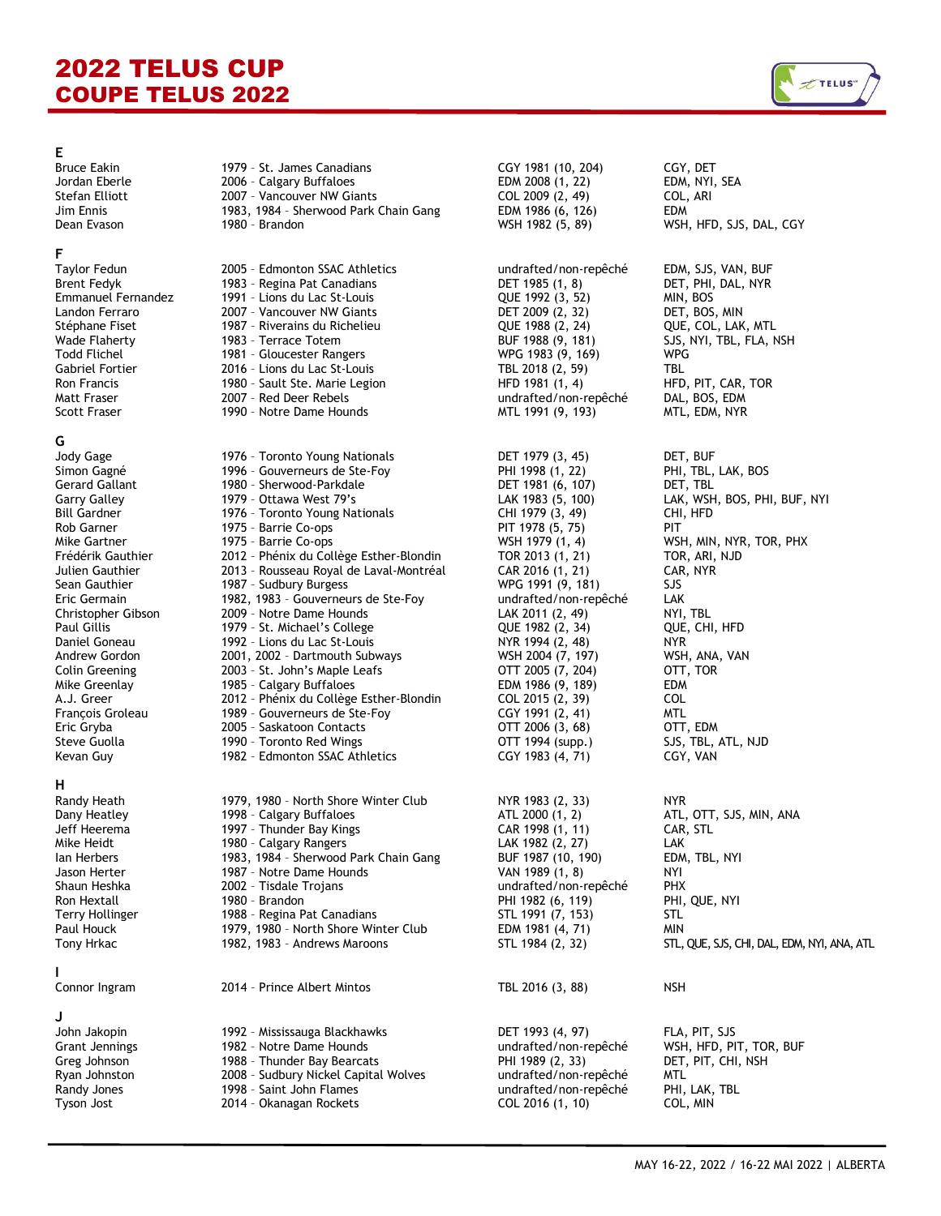# 2022 TELUS CUP
# COUPE TELUS 2022

### E

| | | | |
|---|---|---|---|
| Bruce Eakin | 1979 - St. James Canadians | CGY 1981 (10, 204) | CGY, DET |
| Jordan Eberle | 2006 - Calgary Buffaloes | EDM 2008 (1, 22) | EDM, NYI, SEA |
| Stefan Elliott | 2007 - Vancouver NW Giants | COL 2009 (2, 49) | COL, ARI |
| Jim Ennis | 1983, 1984 - Sherwood Park Chain Gang | EDM 1986 (6, 126) | EDM |
| Dean Evason | 1980 - Brandon | WSH 1982 (5, 89) | WSH, HFD, SJS, DAL, CGY |

### F

| | | | |
|---|---|---|---|
| Taylor Fedun | 2005 - Edmonton SSAC Athletics | undrafted/non-repêché | EDM, SJS, VAN, BUF |
| Brent Fedyk | 1983 - Regina Pat Canadians | DET 1985 (1, 8) | DET, PHI, DAL, NYR |
| Emmanuel Fernandez | 1991 - Lions du Lac St-Louis | QUE 1992 (3, 52) | MIN, BOS |
| Landon Ferraro | 2007 - Vancouver NW Giants | DET 2009 (2, 32) | DET, BOS, MIN |
| Stéphane Fiset | 1987 - Riverains du Richelieu | QUE 1988 (2, 24) | QUE, COL, LAK, MTL |
| Wade Flaherty | 1983 - Terrace Totem | BUF 1988 (9, 181) | SJS, NYI, TBL, FLA, NSH |
| Todd Flichel | 1981 - Gloucester Rangers | WPG 1983 (9, 169) | WPG |
| Gabriel Fortier | 2016 - Lions du Lac St-Louis | TBL 2018 (2, 59) | TBL |
| Ron Francis | 1980 - Sault Ste. Marie Legion | HFD 1981 (1, 4) | HFD, PIT, CAR, TOR |
| Matt Fraser | 2007 - Red Deer Rebels | undrafted/non-repêché | DAL, BOS, EDM |
| Scott Fraser | 1990 - Notre Dame Hounds | MTL 1991 (9, 193) | MTL, EDM, NYR |

### G

| | | | |
|---|---|---|---|
| Jody Gage | 1976 - Toronto Young Nationals | DET 1979 (3, 45) | DET, BUF |
| Simon Gagné | 1996 - Gouverneurs de Ste-Foy | PHI 1998 (1, 22) | PHI, TBL, LAK, BOS |
| Gerard Gallant | 1980 - Sherwood-Parkdale | DET 1981 (6, 107) | DET, TBL |
| Garry Galley | 1979 - Ottawa West 79's | LAK 1983 (5, 100) | LAK, WSH, BOS, PHI, BUF, NYI |
| Bill Gardner | 1976 - Toronto Young Nationals | CHI 1979 (3, 49) | CHI, HFD |
| Rob Garner | 1975 - Barrie Co-ops | PIT 1978 (5, 75) | PIT |
| Mike Gartner | 1975 - Barrie Co-ops | WSH 1979 (1, 4) | WSH, MIN, NYR, TOR, PHX |
| Frédérik Gauthier | 2012 - Phénix du Collège Esther-Blondin | TOR 2013 (1, 21) | TOR, ARI, NJD |
| Julien Gauthier | 2013 - Rousseau Royal de Laval-Montréal | CAR 2016 (1, 21) | CAR, NYR |
| Sean Gauthier | 1987 - Sudbury Burgess | WPG 1991 (9, 181) | SJS |
| Eric Germain | 1982, 1983 - Gouverneurs de Ste-Foy | undrafted/non-repêché | LAK |
| Christopher Gibson | 2009 - Notre Dame Hounds | LAK 2011 (2, 49) | NYI, TBL |
| Paul Gillis | 1979 - St. Michael's College | QUE 1982 (2, 34) | QUE, CHI, HFD |
| Daniel Goneau | 1992 - Lions du Lac St-Louis | NYR 1994 (2, 48) | NYR |
| Andrew Gordon | 2001, 2002 - Dartmouth Subways | WSH 2004 (7, 197) | WSH, ANA, VAN |
| Colin Greening | 2003 - St. John's Maple Leafs | OTT 2005 (7, 204) | OTT, TOR |
| Mike Greenlay | 1985 - Calgary Buffaloes | EDM 1986 (9, 189) | EDM |
| A.J. Greer | 2012 - Phénix du Collège Esther-Blondin | COL 2015 (2, 39) | COL |
| François Groleau | 1989 - Gouverneurs de Ste-Foy | CGY 1991 (2, 41) | MTL |
| Eric Gryba | 2005 - Saskatoon Contacts | OTT 2006 (3, 68) | OTT, EDM |
| Steve Guolla | 1990 - Toronto Red Wings | OTT 1994 (supp.) | SJS, TBL, ATL, NJD |
| Kevan Guy | 1982 - Edmonton SSAC Athletics | CGY 1983 (4, 71) | CGY, VAN |

### H

| | | | |
|---|---|---|---|
| Randy Heath | 1979, 1980 - North Shore Winter Club | NYR 1983 (2, 33) | NYR |
| Dany Heatley | 1998 - Calgary Buffaloes | ATL 2000 (1, 2) | ATL, OTT, SJS, MIN, ANA |
| Jeff Heerema | 1997 - Thunder Bay Kings | CAR 1998 (1, 11) | CAR, STL |
| Mike Heidt | 1980 - Calgary Rangers | LAK 1982 (2, 27) | LAK |
| Ian Herbers | 1983, 1984 - Sherwood Park Chain Gang | BUF 1987 (10, 190) | EDM, TBL, NYI |
| Jason Herter | 1987 - Notre Dame Hounds | VAN 1989 (1, 8) | NYI |
| Shaun Heshka | 2002 - Tisdale Trojans | undrafted/non-repêché | PHX |
| Ron Hextall | 1980 - Brandon | PHI 1982 (6, 119) | PHI, QUE, NYI |
| Terry Hollinger | 1988 - Regina Pat Canadians | STL 1991 (7, 153) | STL |
| Paul Houck | 1979, 1980 - North Shore Winter Club | EDM 1981 (4, 71) | MIN |
| Tony Hrkac | 1982, 1983 - Andrews Maroons | STL 1984 (2, 32) | STL, QUE, SJS, CHI, DAL, EDM, NYI, ANA, ATL |

### I

| | | | |
|---|---|---|---|
| Connor Ingram | 2014 - Prince Albert Mintos | TBL 2016 (3, 88) | NSH |

### J

| | | | |
|---|---|---|---|
| John Jakopin | 1992 - Mississauga Blackhawks | DET 1993 (4, 97) | FLA, PIT, SJS |
| Grant Jennings | 1982 - Notre Dame Hounds | undrafted/non-repêché | WSH, HFD, PIT, TOR, BUF |
| Greg Johnson | 1988 - Thunder Bay Bearcats | PHI 1989 (2, 33) | DET, PIT, CHI, NSH |
| Ryan Johnston | 2008 - Sudbury Nickel Capital Wolves | undrafted/non-repêché | MTL |
| Randy Jones | 1998 - Saint John Flames | undrafted/non-repêché | PHI, LAK, TBL |
| Tyson Jost | 2014 - Okanagan Rockets | COL 2016 (1, 10) | COL, MIN |

MAY 16-22, 2022 / 16-22 MAI 2022 | ALBERTA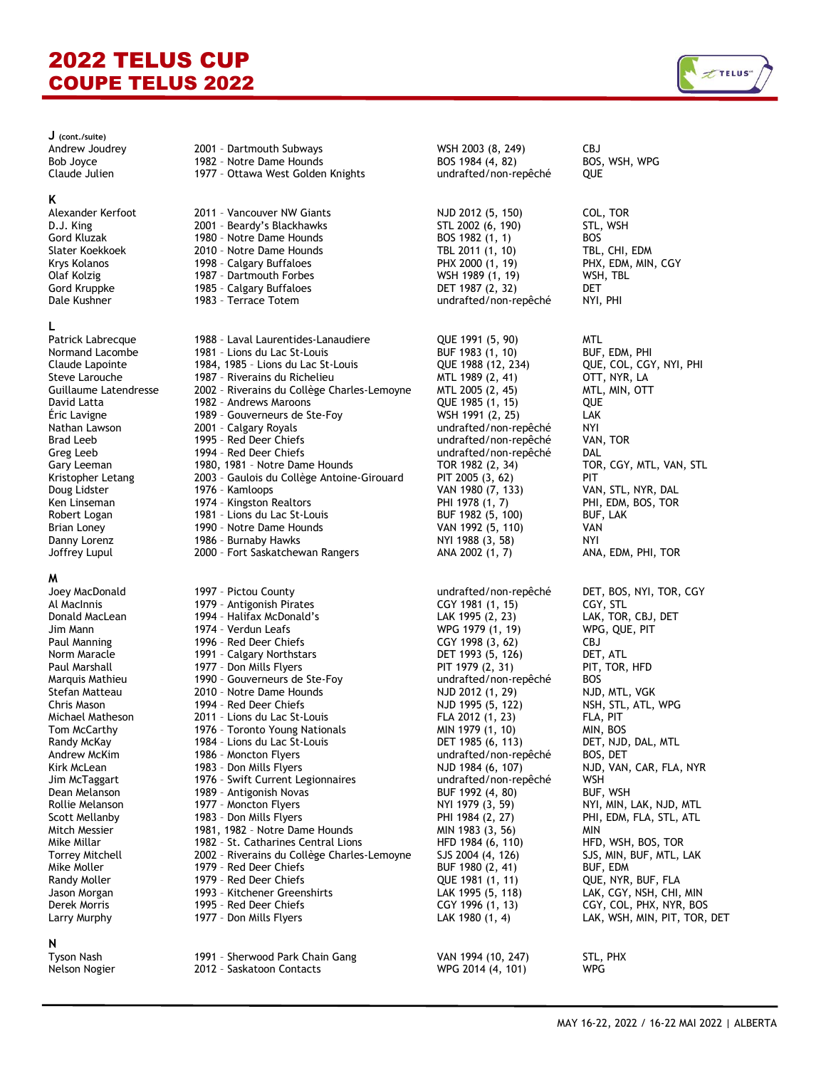# 2022 TELUS CUP
# COUPE TELUS 2022

**J** (cont./suite)

| | | | |
|---|---|---|---|
| Andrew Joudrey | 2001 - Dartmouth Subways | WSH 2003 (8, 249) | CBJ |
| Bob Joyce | 1982 - Notre Dame Hounds | BOS 1984 (4, 82) | BOS, WSH, WPG |
| Claude Julien | 1977 - Ottawa West Golden Knights | undrafted/non-repêché | QUE |

**K**

| | | | |
|---|---|---|---|
| Alexander Kerfoot | 2011 - Vancouver NW Giants | NJD 2012 (5, 150) | COL, TOR |
| D.J. King | 2001 - Beardy's Blackhawks | STL 2002 (6, 190) | STL, WSH |
| Gord Kluzak | 1980 - Notre Dame Hounds | BOS 1982 (1, 1) | BOS |
| Slater Koekkoek | 2010 - Notre Dame Hounds | TBL 2011 (1, 10) | TBL, CHI, EDM |
| Krys Kolanos | 1998 - Calgary Buffaloes | PHX 2000 (1, 19) | PHX, EDM, MIN, CGY |
| Olaf Kolzig | 1987 - Dartmouth Forbes | WSH 1989 (1, 19) | WSH, TBL |
| Gord Kruppke | 1985 - Calgary Buffaloes | DET 1987 (2, 32) | DET |
| Dale Kushner | 1983 - Terrace Totem | undrafted/non-repêché | NYI, PHI |

**L**

| | | | |
|---|---|---|---|
| Patrick Labrecque | 1988 - Laval Laurentides-Lanaudiere | QUE 1991 (5, 90) | MTL |
| Normand Lacombe | 1981 - Lions du Lac St-Louis | BUF 1983 (1, 10) | BUF, EDM, PHI |
| Claude Lapointe | 1984, 1985 - Lions du Lac St-Louis | QUE 1988 (12, 234) | QUE, COL, CGY, NYI, PHI |
| Steve Larouche | 1987 - Riverains du Richelieu | MTL 1989 (2, 41) | OTT, NYR, LA |
| Guillaume Latendresse | 2002 - Riverains du Collège Charles-Lemoyne | MTL 2005 (2, 45) | MTL, MIN, OTT |
| David Latta | 1982 - Andrews Maroons | QUE 1985 (1, 15) | QUE |
| Éric Lavigne | 1989 - Gouverneurs de Ste-Foy | WSH 1991 (2, 25) | LAK |
| Nathan Lawson | 2001 - Calgary Royals | undrafted/non-repêché | NYI |
| Brad Leeb | 1995 - Red Deer Chiefs | undrafted/non-repêché | VAN, TOR |
| Greg Leeb | 1994 - Red Deer Chiefs | undrafted/non-repêché | DAL |
| Gary Leeman | 1980, 1981 - Notre Dame Hounds | TOR 1982 (2, 34) | TOR, CGY, MTL, VAN, STL |
| Kristopher Letang | 2003 - Gaulois du Collège Antoine-Girouard | PIT 2005 (3, 62) | PIT |
| Doug Lidster | 1976 - Kamloops | VAN 1980 (7, 133) | VAN, STL, NYR, DAL |
| Ken Linseman | 1974 - Kingston Realtors | PHI 1978 (1, 7) | PHI, EDM, BOS, TOR |
| Robert Logan | 1981 - Lions du Lac St-Louis | BUF 1982 (5, 100) | BUF, LAK |
| Brian Loney | 1990 - Notre Dame Hounds | VAN 1992 (5, 110) | VAN |
| Danny Lorenz | 1986 - Burnaby Hawks | NYI 1988 (3, 58) | NYI |
| Joffrey Lupul | 2000 - Fort Saskatchewan Rangers | ANA 2002 (1, 7) | ANA, EDM, PHI, TOR |

**M**

| | | | |
|---|---|---|---|
| Joey MacDonald | 1997 - Pictou County | undrafted/non-repêché | DET, BOS, NYI, TOR, CGY |
| Al MacInnis | 1979 - Antigonish Pirates | CGY 1981 (1, 15) | CGY, STL |
| Donald MacLean | 1994 - Halifax McDonald's | LAK 1995 (2, 23) | LAK, TOR, CBJ, DET |
| Jim Mann | 1974 - Verdun Leafs | WPG 1979 (1, 19) | WPG, QUE, PIT |
| Paul Manning | 1996 - Red Deer Chiefs | CGY 1998 (3, 62) | CBJ |
| Norm Maracle | 1991 - Calgary Northstars | DET 1993 (5, 126) | DET, ATL |
| Paul Marshall | 1977 - Don Mills Flyers | PIT 1979 (2, 31) | PIT, TOR, HFD |
| Marquis Mathieu | 1990 - Gouverneurs de Ste-Foy | undrafted/non-repêché | BOS |
| Stefan Matteau | 2010 - Notre Dame Hounds | NJD 2012 (1, 29) | NJD, MTL, VGK |
| Chris Mason | 1994 - Red Deer Chiefs | NJD 1995 (5, 122) | NSH, STL, ATL, WPG |
| Michael Matheson | 2011 - Lions du Lac St-Louis | FLA 2012 (1, 23) | FLA, PIT |
| Tom McCarthy | 1976 - Toronto Young Nationals | MIN 1979 (1, 10) | MIN, BOS |
| Randy McKay | 1984 - Lions du Lac St-Louis | DET 1985 (6, 113) | DET, NJD, DAL, MTL |
| Andrew McKim | 1986 - Moncton Flyers | undrafted/non-repêché | BOS, DET |
| Kirk McLean | 1983 - Don Mills Flyers | NJD 1984 (6, 107) | NJD, VAN, CAR, FLA, NYR |
| Jim McTaggart | 1976 - Swift Current Legionnaires | undrafted/non-repêché | WSH |
| Dean Melanson | 1989 - Antigonish Novas | BUF 1992 (4, 80) | BUF, WSH |
| Rollie Melanson | 1977 - Moncton Flyers | NYI 1979 (3, 59) | NYI, MIN, LAK, NJD, MTL |
| Scott Mellanby | 1983 - Don Mills Flyers | PHI 1984 (2, 27) | PHI, EDM, FLA, STL, ATL |
| Mitch Messier | 1981, 1982 - Notre Dame Hounds | MIN 1983 (3, 56) | MIN |
| Mike Millar | 1982 - St. Catharines Central Lions | HFD 1984 (6, 110) | HFD, WSH, BOS, TOR |
| Torrey Mitchell | 2002 - Riverains du Collège Charles-Lemoyne | SJS 2004 (4, 126) | SJS, MIN, BUF, MTL, LAK |
| Mike Moller | 1979 - Red Deer Chiefs | BUF 1980 (2, 41) | BUF, EDM |
| Randy Moller | 1979 - Red Deer Chiefs | QUE 1981 (1, 11) | QUE, NYR, BUF, FLA |
| Jason Morgan | 1993 - Kitchener Greenshirts | LAK 1995 (5, 118) | LAK, CGY, NSH, CHI, MIN |
| Derek Morris | 1995 - Red Deer Chiefs | CGY 1996 (1, 13) | CGY, COL, PHX, NYR, BOS |
| Larry Murphy | 1977 - Don Mills Flyers | LAK 1980 (1, 4) | LAK, WSH, MIN, PIT, TOR, DET |

**N**

| | | | |
|---|---|---|---|
| Tyson Nash | 1991 - Sherwood Park Chain Gang | VAN 1994 (10, 247) | STL, PHX |
| Nelson Nogier | 2012 - Saskatoon Contacts | WPG 2014 (4, 101) | WPG |

MAY 16-22, 2022 / 16-22 MAI 2022 | ALBERTA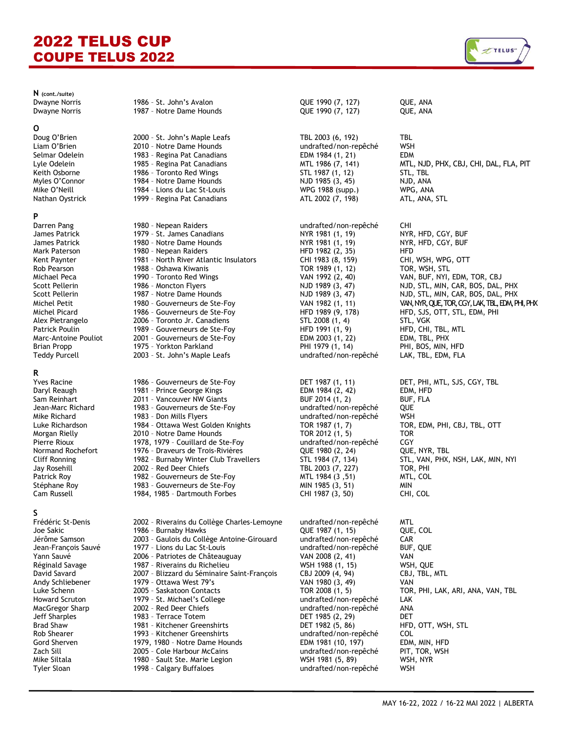# 2022 TELUS CUP
# COUPE TELUS 2022

**N** (cont./suite)

| | | | |
|---|---|---|---|
| Dwayne Norris | 1986 - St. John's Avalon | QUE 1990 (7, 127) | QUE, ANA |
| Dwayne Norris | 1987 - Notre Dame Hounds | QUE 1990 (7, 127) | QUE, ANA |

**O**

| | | | |
|---|---|---|---|
| Doug O'Brien | 2000 - St. John's Maple Leafs | TBL 2003 (6, 192) | TBL |
| Liam O'Brien | 2010 - Notre Dame Hounds | undrafted/non-repêché | WSH |
| Selmar Odelein | 1983 - Regina Pat Canadians | EDM 1984 (1, 21) | EDM |
| Lyle Odelein | 1985 - Regina Pat Canadians | MTL 1986 (7, 141) | MTL, NJD, PHX, CBJ, CHI, DAL, FLA, PIT |
| Keith Osborne | 1986 - Toronto Red Wings | STL 1987 (1, 12) | STL, TBL |
| Myles O'Connor | 1984 - Notre Dame Hounds | NJD 1985 (3, 45) | NJD, ANA |
| Mike O'Neill | 1984 - Lions du Lac St-Louis | WPG 1988 (supp.) | WPG, ANA |
| Nathan Oystrick | 1999 - Regina Pat Canadians | ATL 2002 (7, 198) | ATL, ANA, STL |

**P**

| | | | |
|---|---|---|---|
| Darren Pang | 1980 - Nepean Raiders | undrafted/non-repêché | CHI |
| James Patrick | 1979 - St. James Canadians | NYR 1981 (1, 19) | NYR, HFD, CGY, BUF |
| James Patrick | 1980 - Notre Dame Hounds | NYR 1981 (1, 19) | NYR, HFD, CGY, BUF |
| Mark Paterson | 1980 - Nepean Raiders | HFD 1982 (2, 35) | HFD |
| Kent Paynter | 1981 - North River Atlantic Insulators | CHI 1983 (8, 159) | CHI, WSH, WPG, OTT |
| Rob Pearson | 1988 - Oshawa Kiwanis | TOR 1989 (1, 12) | TOR, WSH, STL |
| Michael Peca | 1990 - Toronto Red Wings | VAN 1992 (2, 40) | VAN, BUF, NYI, EDM, TOR, CBJ |
| Scott Pellerin | 1986 - Moncton Flyers | NJD 1989 (3, 47) | NJD, STL, MIN, CAR, BOS, DAL, PHX |
| Scott Pellerin | 1987 - Notre Dame Hounds | NJD 1989 (3, 47) | NJD, STL, MIN, CAR, BOS, DAL, PHX |
| Michel Petit | 1980 - Gouverneurs de Ste-Foy | VAN 1982 (1, 11) | VAN, NYR, QUE, TOR, CGY, LAK, TBL, EDM, PHI, PHX |
| Michel Picard | 1986 - Gouverneurs de Ste-Foy | HFD 1989 (9, 178) | HFD, SJS, OTT, STL, EDM, PHI |
| Alex Pietrangelo | 2006 - Toronto Jr. Canadiens | STL 2008 (1, 4) | STL, VGK |
| Patrick Poulin | 1989 - Gouverneurs de Ste-Foy | HFD 1991 (1, 9) | HFD, CHI, TBL, MTL |
| Marc-Antoine Pouliot | 2001 - Gouverneurs de Ste-Foy | EDM 2003 (1, 22) | EDM, TBL, PHX |
| Brian Propp | 1975 - Yorkton Parkland | PHI 1979 (1, 14) | PHI, BOS, MIN, HFD |
| Teddy Purcell | 2003 - St. John's Maple Leafs | undrafted/non-repêché | LAK, TBL, EDM, FLA |

**R**

| | | | |
|---|---|---|---|
| Yves Racine | 1986 - Gouverneurs de Ste-Foy | DET 1987 (1, 11) | DET, PHI, MTL, SJS, CGY, TBL |
| Daryl Reaugh | 1981 - Prince George Kings | EDM 1984 (2, 42) | EDM, HFD |
| Sam Reinhart | 2011 - Vancouver NW Giants | BUF 2014 (1, 2) | BUF, FLA |
| Jean-Marc Richard | 1983 - Gouverneurs de Ste-Foy | undrafted/non-repêché | QUE |
| Mike Richard | 1983 - Don Mills Flyers | undrafted/non-repêché | WSH |
| Luke Richardson | 1984 - Ottawa West Golden Knights | TOR 1987 (1, 7) | TOR, EDM, PHI, CBJ, TBL, OTT |
| Morgan Rielly | 2010 - Notre Dame Hounds | TOR 2012 (1, 5) | TOR |
| Pierre Rioux | 1978, 1979 - Couillard de Ste-Foy | undrafted/non-repêché | CGY |
| Normand Rochefort | 1976 - Draveurs de Trois-Rivières | QUE 1980 (2, 24) | QUE, NYR, TBL |
| Cliff Ronning | 1982 - Burnaby Winter Club Travellers | STL 1984 (7, 134) | STL, VAN, PHX, NSH, LAK, MIN, NYI |
| Jay Rosehill | 2002 - Red Deer Chiefs | TBL 2003 (7, 227) | TOR, PHI |
| Patrick Roy | 1982 - Gouverneurs de Ste-Foy | MTL 1984 (3 ,51) | MTL, COL |
| Stéphane Roy | 1983 - Gouverneurs de Ste-Foy | MIN 1985 (3, 51) | MIN |
| Cam Russell | 1984, 1985 - Dartmouth Forbes | CHI 1987 (3, 50) | CHI, COL |

**S**

| | | | |
|---|---|---|---|
| Frédéric St-Denis | 2002 - Riverains du Collège Charles-Lemoyne | undrafted/non-repêché | MTL |
| Joe Sakic | 1986 - Burnaby Hawks | QUE 1987 (1, 15) | QUE, COL |
| Jérôme Samson | 2003 - Gaulois du Collège Antoine-Girouard | undrafted/non-repêché | CAR |
| Jean-François Sauvé | 1977 - Lions du Lac St-Louis | undrafted/non-repêché | BUF, QUE |
| Yann Sauvé | 2006 - Patriotes de Châteauguay | VAN 2008 (2, 41) | VAN |
| Réginald Savage | 1987 - Riverains du Richelieu | WSH 1988 (1, 15) | WSH, QUE |
| David Savard | 2007 - Blizzard du Séminaire Saint-François | CBJ 2009 (4, 94) | CBJ, TBL, MTL |
| Andy Schliebener | 1979 - Ottawa West 79's | VAN 1980 (3, 49) | VAN |
| Luke Schenn | 2005 - Saskatoon Contacts | TOR 2008 (1, 5) | TOR, PHI, LAK, ARI, ANA, VAN, TBL |
| Howard Scruton | 1979 - St. Michael's College | undrafted/non-repêché | LAK |
| MacGregor Sharp | 2002 - Red Deer Chiefs | undrafted/non-repêché | ANA |
| Jeff Sharples | 1983 - Terrace Totem | DET 1985 (2, 29) | DET |
| Brad Shaw | 1981 - Kitchener Greenshirts | DET 1982 (5, 86) | HFD, OTT, WSH, STL |
| Rob Shearer | 1993 - Kitchener Greenshirts | undrafted/non-repêché | COL |
| Gord Sherven | 1979, 1980 - Notre Dame Hounds | EDM 1981 (10, 197) | EDM, MIN, HFD |
| Zach Sill | 2005 - Cole Harbour McCains | undrafted/non-repêché | PIT, TOR, WSH |
| Mike Siltala | 1980 - Sault Ste. Marie Legion | WSH 1981 (5, 89) | WSH, NYR |
| Tyler Sloan | 1998 - Calgary Buffaloes | undrafted/non-repêché | WSH |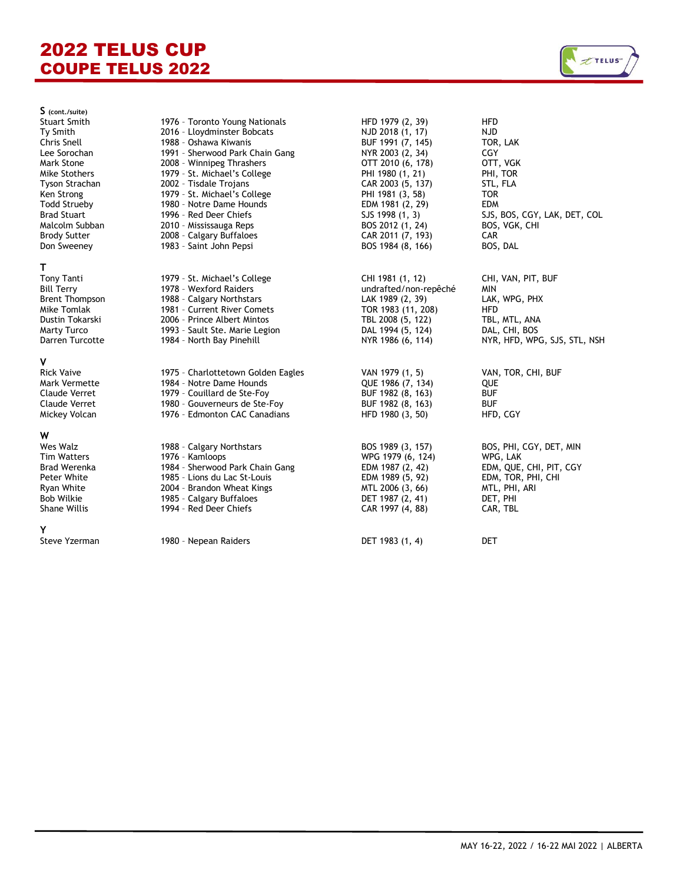# 2022 TELUS CUP
# COUPE TELUS 2022

**S** (cont./suite)

| | | | |
|---|---|---|---|
| Stuart Smith | 1976 – Toronto Young Nationals | HFD 1979 (2, 39) | HFD |
| Ty Smith | 2016 – Lloydminster Bobcats | NJD 2018 (1, 17) | NJD |
| Chris Snell | 1988 – Oshawa Kiwanis | BUF 1991 (7, 145) | TOR, LAK |
| Lee Sorochan | 1991 – Sherwood Park Chain Gang | NYR 2003 (2, 34) | CGY |
| Mark Stone | 2008 – Winnipeg Thrashers | OTT 2010 (6, 178) | OTT, VGK |
| Mike Stothers | 1979 – St. Michael's College | PHI 1980 (1, 21) | PHI, TOR |
| Tyson Strachan | 2002 – Tisdale Trojans | CAR 2003 (5, 137) | STL, FLA |
| Ken Strong | 1979 – St. Michael's College | PHI 1981 (3, 58) | TOR |
| Todd Strueby | 1980 – Notre Dame Hounds | EDM 1981 (2, 29) | EDM |
| Brad Stuart | 1996 – Red Deer Chiefs | SJS 1998 (1, 3) | SJS, BOS, CGY, LAK, DET, COL |
| Malcolm Subban | 2010 – Mississauga Reps | BOS 2012 (1, 24) | BOS, VGK, CHI |
| Brody Sutter | 2008 – Calgary Buffaloes | CAR 2011 (7, 193) | CAR |
| Don Sweeney | 1983 – Saint John Pepsi | BOS 1984 (8, 166) | BOS, DAL |

**T**

| | | | |
|---|---|---|---|
| Tony Tanti | 1979 – St. Michael's College | CHI 1981 (1, 12) | CHI, VAN, PIT, BUF |
| Bill Terry | 1978 – Wexford Raiders | undrafted/non-repêché | MIN |
| Brent Thompson | 1988 – Calgary Northstars | LAK 1989 (2, 39) | LAK, WPG, PHX |
| Mike Tomlak | 1981 – Current River Comets | TOR 1983 (11, 208) | HFD |
| Dustin Tokarski | 2006 – Prince Albert Mintos | TBL 2008 (5, 122) | TBL, MTL, ANA |
| Marty Turco | 1993 – Sault Ste. Marie Legion | DAL 1994 (5, 124) | DAL, CHI, BOS |
| Darren Turcotte | 1984 – North Bay Pinehill | NYR 1986 (6, 114) | NYR, HFD, WPG, SJS, STL, NSH |

**V**

| | | | |
|---|---|---|---|
| Rick Vaive | 1975 – Charlottetown Golden Eagles | VAN 1979 (1, 5) | VAN, TOR, CHI, BUF |
| Mark Vermette | 1984 – Notre Dame Hounds | QUE 1986 (7, 134) | QUE |
| Claude Verret | 1979 – Couillard de Ste-Foy | BUF 1982 (8, 163) | BUF |
| Claude Verret | 1980 – Gouverneurs de Ste-Foy | BUF 1982 (8, 163) | BUF |
| Mickey Volcan | 1976 – Edmonton CAC Canadians | HFD 1980 (3, 50) | HFD, CGY |

**W**

| | | | |
|---|---|---|---|
| Wes Walz | 1988 – Calgary Northstars | BOS 1989 (3, 157) | BOS, PHI, CGY, DET, MIN |
| Tim Watters | 1976 – Kamloops | WPG 1979 (6, 124) | WPG, LAK |
| Brad Werenka | 1984 – Sherwood Park Chain Gang | EDM 1987 (2, 42) | EDM, QUE, CHI, PIT, CGY |
| Peter White | 1985 – Lions du Lac St-Louis | EDM 1989 (5, 92) | EDM, TOR, PHI, CHI |
| Ryan White | 2004 – Brandon Wheat Kings | MTL 2006 (3, 66) | MTL, PHI, ARI |
| Bob Wilkie | 1985 – Calgary Buffaloes | DET 1987 (2, 41) | DET, PHI |
| Shane Willis | 1994 – Red Deer Chiefs | CAR 1997 (4, 88) | CAR, TBL |

**Y**

| | | | |
|---|---|---|---|
| Steve Yzerman | 1980 – Nepean Raiders | DET 1983 (1, 4) | DET |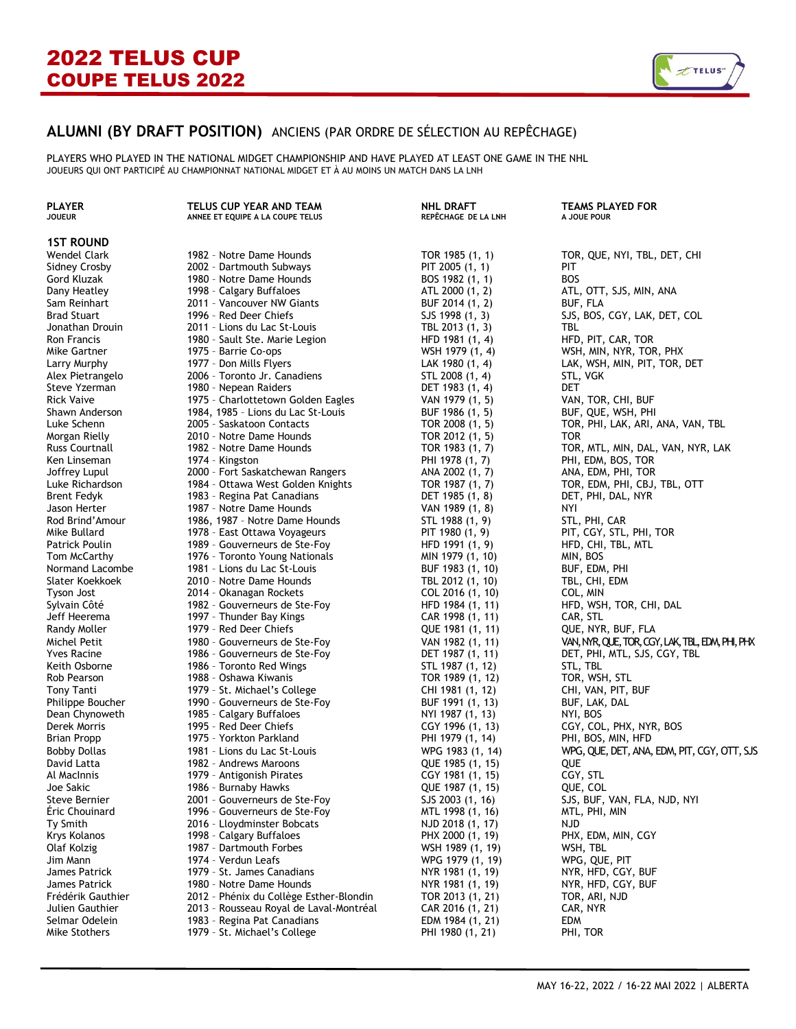# 2022 TELUS CUP
# COUPE TELUS 2022

## ALUMNI (BY DRAFT POSITION) ANCIENS (PAR ORDRE DE SÉLECTION AU REPÊCHAGE)

PLAYERS WHO PLAYED IN THE NATIONAL MIDGET CHAMPIONSHIP AND HAVE PLAYED AT LEAST ONE GAME IN THE NHL
JOUEURS QUI ONT PARTICIPÉ AU CHAMPIONNAT NATIONAL MIDGET ET À AU MOINS UN MATCH DANS LA LNH

| PLAYER JOUEUR | TELUS CUP YEAR AND TEAM ANNEE ET EQUIPE A LA COUPE TELUS | NHL DRAFT REPÊCHAGE DE LA LNH | TEAMS PLAYED FOR A JOUE POUR |
|---|---|---|---|
| **1ST ROUND** | | | |
| Wendel Clark | 1982 – Notre Dame Hounds | TOR 1985 (1, 1) | TOR, QUE, NYI, TBL, DET, CHI |
| Sidney Crosby | 2002 – Dartmouth Subways | PIT 2005 (1, 1) | PIT |
| Gord Kluzak | 1980 – Notre Dame Hounds | BOS 1982 (1, 1) | BOS |
| Dany Heatley | 1998 – Calgary Buffaloes | ATL 2000 (1, 2) | ATL, OTT, SJS, MIN, ANA |
| Sam Reinhart | 2011 – Vancouver NW Giants | BUF 2014 (1, 2) | BUF, FLA |
| Brad Stuart | 1996 – Red Deer Chiefs | SJS 1998 (1, 3) | SJS, BOS, CGY, LAK, DET, COL |
| Jonathan Drouin | 2011 – Lions du Lac St-Louis | TBL 2013 (1, 3) | TBL |
| Ron Francis | 1980 – Sault Ste. Marie Legion | HFD 1981 (1, 4) | HFD, PIT, CAR, TOR |
| Mike Gartner | 1975 – Barrie Co-ops | WSH 1979 (1, 4) | WSH, MIN, NYR, TOR, PHX |
| Larry Murphy | 1977 – Don Mills Flyers | LAK 1980 (1, 4) | LAK, WSH, MIN, PIT, TOR, DET |
| Alex Pietrangelo | 2006 – Toronto Jr. Canadiens | STL 2008 (1, 4) | STL, VGK |
| Steve Yzerman | 1980 – Nepean Raiders | DET 1983 (1, 4) | DET |
| Rick Vaive | 1975 – Charlottetown Golden Eagles | VAN 1979 (1, 5) | VAN, TOR, CHI, BUF |
| Shawn Anderson | 1984, 1985 – Lions du Lac St-Louis | BUF 1986 (1, 5) | BUF, QUE, WSH, PHI |
| Luke Schenn | 2005 – Saskatoon Contacts | TOR 2008 (1, 5) | TOR, PHI, LAK, ARI, ANA, VAN, TBL |
| Morgan Rielly | 2010 – Notre Dame Hounds | TOR 2012 (1, 5) | TOR |
| Russ Courtnall | 1982 – Notre Dame Hounds | TOR 1983 (1, 7) | TOR, MTL, MIN, DAL, VAN, NYR, LAK |
| Ken Linseman | 1974 – Kingston | PHI 1978 (1, 7) | PHI, EDM, BOS, TOR |
| Joffrey Lupul | 2000 – Fort Saskatchewan Rangers | ANA 2002 (1, 7) | ANA, EDM, PHI, TOR |
| Luke Richardson | 1984 – Ottawa West Golden Knights | TOR 1987 (1, 7) | TOR, EDM, PHI, CBJ, TBL, OTT |
| Brent Fedyk | 1983 – Regina Pat Canadians | DET 1985 (1, 8) | DET, PHI, DAL, NYR |
| Jason Herter | 1987 – Notre Dame Hounds | VAN 1989 (1, 8) | NYI |
| Rod Brind'Amour | 1986, 1987 – Notre Dame Hounds | STL 1988 (1, 9) | STL, PHI, CAR |
| Mike Bullard | 1978 – East Ottawa Voyageurs | PIT 1980 (1, 9) | PIT, CGY, STL, PHI, TOR |
| Patrick Poulin | 1989 – Gouverneurs de Ste-Foy | HFD 1991 (1, 9) | HFD, CHI, TBL, MTL |
| Tom McCarthy | 1976 – Toronto Young Nationals | MIN 1979 (1, 10) | MIN, BOS |
| Normand Lacombe | 1981 – Lions du Lac St-Louis | BUF 1983 (1, 10) | BUF, EDM, PHI |
| Slater Koekkoek | 2010 – Notre Dame Hounds | TBL 2012 (1, 10) | TBL, CHI, EDM |
| Tyson Jost | 2014 – Okanagan Rockets | COL 2016 (1, 10) | COL, MIN |
| Sylvain Côté | 1982 – Gouverneurs de Ste-Foy | HFD 1984 (1, 11) | HFD, WSH, TOR, CHI, DAL |
| Jeff Heerema | 1997 – Thunder Bay Kings | CAR 1998 (1, 11) | CAR, STL |
| Randy Moller | 1979 – Red Deer Chiefs | QUE 1981 (1, 11) | QUE, NYR, BUF, FLA |
| Michel Petit | 1980 – Gouverneurs de Ste-Foy | VAN 1982 (1, 11) | VAN, NYR, QUE, TOR, CGY, LAK, TBL, EDM, PHI, PHX |
| Yves Racine | 1986 – Gouverneurs de Ste-Foy | DET 1987 (1, 11) | DET, PHI, MTL, SJS, CGY, TBL |
| Keith Osborne | 1986 – Toronto Red Wings | STL 1987 (1, 12) | STL, TBL |
| Rob Pearson | 1988 – Oshawa Kiwanis | TOR 1989 (1, 12) | TOR, WSH, STL |
| Tony Tanti | 1979 – St. Michael's College | CHI 1981 (1, 12) | CHI, VAN, PIT, BUF |
| Philippe Boucher | 1990 – Gouverneurs de Ste-Foy | BUF 1991 (1, 13) | BUF, LAK, DAL |
| Dean Chynoweth | 1985 – Calgary Buffaloes | NYI 1987 (1, 13) | NYI, BOS |
| Derek Morris | 1995 – Red Deer Chiefs | CGY 1996 (1, 13) | CGY, COL, PHX, NYR, BOS |
| Brian Propp | 1975 – Yorkton Parkland | PHI 1979 (1, 14) | PHI, BOS, MIN, HFD |
| Bobby Dollas | 1981 – Lions du Lac St-Louis | WPG 1983 (1, 14) | WPG, QUE, DET, ANA, EDM, PIT, CGY, OTT, SJS |
| David Latta | 1982 – Andrews Maroons | QUE 1985 (1, 15) | QUE |
| Al MacInnis | 1979 – Antigonish Pirates | CGY 1981 (1, 15) | CGY, STL |
| Joe Sakic | 1986 – Burnaby Hawks | QUE 1987 (1, 15) | QUE, COL |
| Steve Bernier | 2001 – Gouverneurs de Ste-Foy | SJS 2003 (1, 16) | SJS, BUF, VAN, FLA, NJD, NYI |
| Éric Chouinard | 1996 – Gouverneurs de Ste-Foy | MTL 1998 (1, 16) | MTL, PHI, MIN |
| Ty Smith | 2016 – Lloydminster Bobcats | NJD 2018 (1, 17) | NJD |
| Krys Kolanos | 1998 – Calgary Buffaloes | PHX 2000 (1, 19) | PHX, EDM, MIN, CGY |
| Olaf Kolzig | 1987 – Dartmouth Forbes | WSH 1989 (1, 19) | WSH, TBL |
| Jim Mann | 1974 – Verdun Leafs | WPG 1979 (1, 19) | WPG, QUE, PIT |
| James Patrick | 1979 – St. James Canadians | NYR 1981 (1, 19) | NYR, HFD, CGY, BUF |
| James Patrick | 1980 – Notre Dame Hounds | NYR 1981 (1, 19) | NYR, HFD, CGY, BUF |
| Frédérik Gauthier | 2012 – Phénix du Collège Esther-Blondin | TOR 2013 (1, 21) | TOR, ARI, NJD |
| Julien Gauthier | 2013 – Rousseau Royal de Laval-Montréal | CAR 2016 (1, 21) | CAR, NYR |
| Selmar Odelein | 1983 – Regina Pat Canadians | EDM 1984 (1, 21) | EDM |
| Mike Stothers | 1979 – St. Michael's College | PHI 1980 (1, 21) | PHI, TOR |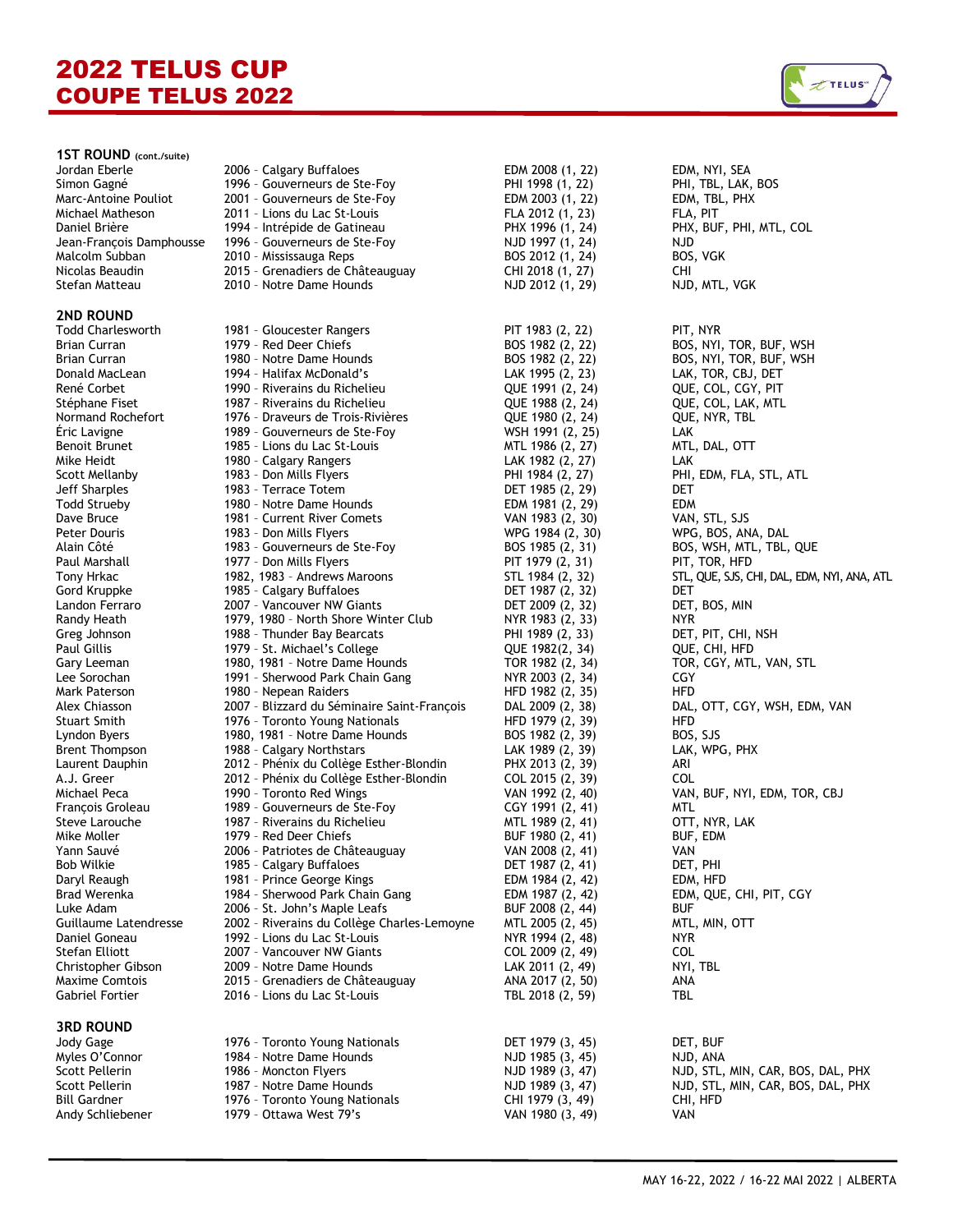# 2022 TELUS CUP
# COUPE TELUS 2022

## 1ST ROUND (cont./suite)

| | | | |
|---|---|---|---|
| Jordan Eberle | 2006 - Calgary Buffaloes | EDM 2008 (1, 22) | EDM, NYI, SEA |
| Simon Gagné | 1996 - Gouverneurs de Ste-Foy | PHI 1998 (1, 22) | PHI, TBL, LAK, BOS |
| Marc-Antoine Pouliot | 2001 - Gouverneurs de Ste-Foy | EDM 2003 (1, 22) | EDM, TBL, PHX |
| Michael Matheson | 2011 - Lions du Lac St-Louis | FLA 2012 (1, 23) | FLA, PIT |
| Daniel Brière | 1994 - Intrépide de Gatineau | PHX 1996 (1, 24) | PHX, BUF, PHI, MTL, COL |
| Jean-François Damphousse | 1996 - Gouverneurs de Ste-Foy | NJD 1997 (1, 24) | NJD |
| Malcolm Subban | 2010 - Mississauga Reps | BOS 2012 (1, 24) | BOS, VGK |
| Nicolas Beaudin | 2015 - Grenadiers de Châteauguay | CHI 2018 (1, 27) | CHI |
| Stefan Matteau | 2010 - Notre Dame Hounds | NJD 2012 (1, 29) | NJD, MTL, VGK |

## 2ND ROUND

| | | | |
|---|---|---|---|
| Todd Charlesworth | 1981 - Gloucester Rangers | PIT 1983 (2, 22) | PIT, NYR |
| Brian Curran | 1979 - Red Deer Chiefs | BOS 1982 (2, 22) | BOS, NYI, TOR, BUF, WSH |
| Brian Curran | 1980 - Notre Dame Hounds | BOS 1982 (2, 22) | BOS, NYI, TOR, BUF, WSH |
| Donald MacLean | 1994 - Halifax McDonald's | LAK 1995 (2, 23) | LAK, TOR, CBJ, DET |
| René Corbet | 1990 - Riverains du Richelieu | QUE 1991 (2, 24) | QUE, COL, CGY, PIT |
| Stéphane Fiset | 1987 - Riverains du Richelieu | QUE 1988 (2, 24) | QUE, COL, LAK, MTL |
| Normand Rochefort | 1976 - Draveurs de Trois-Rivières | QUE 1980 (2, 24) | QUE, NYR, TBL |
| Éric Lavigne | 1989 - Gouverneurs de Ste-Foy | WSH 1991 (2, 25) | LAK |
| Benoit Brunet | 1985 - Lions du Lac St-Louis | MTL 1986 (2, 27) | MTL, DAL, OTT |
| Mike Heidt | 1980 - Calgary Rangers | LAK 1982 (2, 27) | LAK |
| Scott Mellanby | 1983 - Don Mills Flyers | PHI 1984 (2, 27) | PHI, EDM, FLA, STL, ATL |
| Jeff Sharples | 1983 - Terrace Totem | DET 1985 (2, 29) | DET |
| Todd Strueby | 1980 - Notre Dame Hounds | EDM 1981 (2, 29) | EDM |
| Dave Bruce | 1981 - Current River Comets | VAN 1983 (2, 30) | VAN, STL, SJS |
| Peter Douris | 1983 - Don Mills Flyers | WPG 1984 (2, 30) | WPG, BOS, ANA, DAL |
| Alain Côté | 1983 - Gouverneurs de Ste-Foy | BOS 1985 (2, 31) | BOS, WSH, MTL, TBL, QUE |
| Paul Marshall | 1977 - Don Mills Flyers | PIT 1979 (2, 31) | PIT, TOR, HFD |
| Tony Hrkac | 1982, 1983 - Andrews Maroons | STL 1984 (2, 32) | STL, QUE, SJS, CHI, DAL, EDM, NYI, ANA, ATL |
| Gord Kruppke | 1985 - Calgary Buffaloes | DET 1987 (2, 32) | DET |
| Landon Ferraro | 2007 - Vancouver NW Giants | DET 2009 (2, 32) | DET, BOS, MIN |
| Randy Heath | 1979, 1980 - North Shore Winter Club | NYR 1983 (2, 33) | NYR |
| Greg Johnson | 1988 - Thunder Bay Bearcats | PHI 1989 (2, 33) | DET, PIT, CHI, NSH |
| Paul Gillis | 1979 - St. Michael's College | QUE 1982(2, 34) | QUE, CHI, HFD |
| Gary Leeman | 1980, 1981 - Notre Dame Hounds | TOR 1982 (2, 34) | TOR, CGY, MTL, VAN, STL |
| Lee Sorochan | 1991 - Sherwood Park Chain Gang | NYR 2003 (2, 34) | CGY |
| Mark Paterson | 1980 - Nepean Raiders | HFD 1982 (2, 35) | HFD |
| Alex Chiasson | 2007 - Blizzard du Séminaire Saint-François | DAL 2009 (2, 38) | DAL, OTT, CGY, WSH, EDM, VAN |
| Stuart Smith | 1976 - Toronto Young Nationals | HFD 1979 (2, 39) | HFD |
| Lyndon Byers | 1980, 1981 - Notre Dame Hounds | BOS 1982 (2, 39) | BOS, SJS |
| Brent Thompson | 1988 - Calgary Northstars | LAK 1989 (2, 39) | LAK, WPG, PHX |
| Laurent Dauphin | 2012 - Phénix du Collège Esther-Blondin | PHX 2013 (2, 39) | ARI |
| A.J. Greer | 2012 - Phénix du Collège Esther-Blondin | COL 2015 (2, 39) | COL |
| Michael Peca | 1990 - Toronto Red Wings | VAN 1992 (2, 40) | VAN, BUF, NYI, EDM, TOR, CBJ |
| François Groleau | 1989 - Gouverneurs de Ste-Foy | CGY 1991 (2, 41) | MTL |
| Steve Larouche | 1987 - Riverains du Richelieu | MTL 1989 (2, 41) | OTT, NYR, LAK |
| Mike Moller | 1979 - Red Deer Chiefs | BUF 1980 (2, 41) | BUF, EDM |
| Yann Sauvé | 2006 - Patriotes de Châteauguay | VAN 2008 (2, 41) | VAN |
| Bob Wilkie | 1985 - Calgary Buffaloes | DET 1987 (2, 41) | DET, PHI |
| Daryl Reaugh | 1981 - Prince George Kings | EDM 1984 (2, 42) | EDM, HFD |
| Brad Werenka | 1984 - Sherwood Park Chain Gang | EDM 1987 (2, 42) | EDM, QUE, CHI, PIT, CGY |
| Luke Adam | 2006 - St. John's Maple Leafs | BUF 2008 (2, 44) | BUF |
| Guillaume Latendresse | 2002 - Riverains du Collège Charles-Lemoyne | MTL 2005 (2, 45) | MTL, MIN, OTT |
| Daniel Goneau | 1992 - Lions du Lac St-Louis | NYR 1994 (2, 48) | NYR |
| Stefan Elliott | 2007 - Vancouver NW Giants | COL 2009 (2, 49) | COL |
| Christopher Gibson | 2009 - Notre Dame Hounds | LAK 2011 (2, 49) | NYI, TBL |
| Maxime Comtois | 2015 - Grenadiers de Châteauguay | ANA 2017 (2, 50) | ANA |
| Gabriel Fortier | 2016 - Lions du Lac St-Louis | TBL 2018 (2, 59) | TBL |

## 3RD ROUND

| | | | |
|---|---|---|---|
| Jody Gage | 1976 - Toronto Young Nationals | DET 1979 (3, 45) | DET, BUF |
| Myles O'Connor | 1984 - Notre Dame Hounds | NJD 1985 (3, 45) | NJD, ANA |
| Scott Pellerin | 1986 - Moncton Flyers | NJD 1989 (3, 47) | NJD, STL, MIN, CAR, BOS, DAL, PHX |
| Scott Pellerin | 1987 - Notre Dame Hounds | NJD 1989 (3, 47) | NJD, STL, MIN, CAR, BOS, DAL, PHX |
| Bill Gardner | 1976 - Toronto Young Nationals | CHI 1979 (3, 49) | CHI, HFD |
| Andy Schliebener | 1979 - Ottawa West 79's | VAN 1980 (3, 49) | VAN |

MAY 16-22, 2022 / 16-22 MAI 2022 | ALBERTA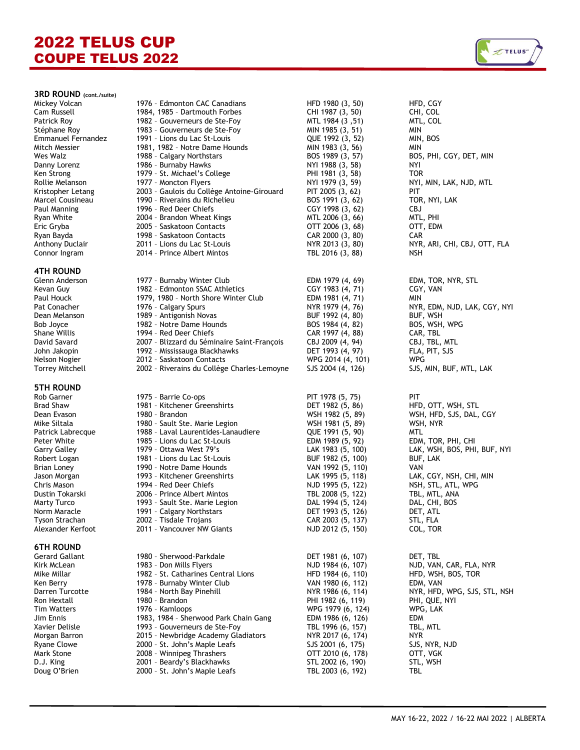# 2022 TELUS CUP
# COUPE TELUS 2022

## 3RD ROUND (cont./suite)

| | | | |
|---|---|---|---|
| Mickey Volcan | 1976 – Edmonton CAC Canadians | HFD 1980 (3, 50) | HFD, CGY |
| Cam Russell | 1984, 1985 – Dartmouth Forbes | CHI 1987 (3, 50) | CHI, COL |
| Patrick Roy | 1982 – Gouverneurs de Ste-Foy | MTL 1984 (3 ,51) | MTL, COL |
| Stéphane Roy | 1983 – Gouverneurs de Ste-Foy | MIN 1985 (3, 51) | MIN |
| Emmanuel Fernandez | 1991 – Lions du Lac St-Louis | QUE 1992 (3, 52) | MIN, BOS |
| Mitch Messier | 1981, 1982 – Notre Dame Hounds | MIN 1983 (3, 56) | MIN |
| Wes Walz | 1988 – Calgary Northstars | BOS 1989 (3, 57) | BOS, PHI, CGY, DET, MIN |
| Danny Lorenz | 1986 – Burnaby Hawks | NYI 1988 (3, 58) | NYI |
| Ken Strong | 1979 – St. Michael's College | PHI 1981 (3, 58) | TOR |
| Rollie Melanson | 1977 – Moncton Flyers | NYI 1979 (3, 59) | NYI, MIN, LAK, NJD, MTL |
| Kristopher Letang | 2003 – Gaulois du Collège Antoine-Girouard | PIT 2005 (3, 62) | PIT |
| Marcel Cousineau | 1990 – Riverains du Richelieu | BOS 1991 (3, 62) | TOR, NYI, LAK |
| Paul Manning | 1996 – Red Deer Chiefs | CGY 1998 (3, 62) | CBJ |
| Ryan White | 2004 – Brandon Wheat Kings | MTL 2006 (3, 66) | MTL, PHI |
| Eric Gryba | 2005 – Saskatoon Contacts | OTT 2006 (3, 68) | OTT, EDM |
| Ryan Bayda | 1998 – Saskatoon Contacts | CAR 2000 (3, 80) | CAR |
| Anthony Duclair | 2011 – Lions du Lac St-Louis | NYR 2013 (3, 80) | NYR, ARI, CHI, CBJ, OTT, FLA |
| Connor Ingram | 2014 – Prince Albert Mintos | TBL 2016 (3, 88) | NSH |

## 4TH ROUND

| | | | |
|---|---|---|---|
| Glenn Anderson | 1977 – Burnaby Winter Club | EDM 1979 (4, 69) | EDM, TOR, NYR, STL |
| Kevan Guy | 1982 – Edmonton SSAC Athletics | CGY 1983 (4, 71) | CGY, VAN |
| Paul Houck | 1979, 1980 – North Shore Winter Club | EDM 1981 (4, 71) | MIN |
| Pat Conacher | 1976 – Calgary Spurs | NYR 1979 (4, 76) | NYR, EDM, NJD, LAK, CGY, NYI |
| Dean Melanson | 1989 – Antigonish Novas | BUF 1992 (4, 80) | BUF, WSH |
| Bob Joyce | 1982 – Notre Dame Hounds | BOS 1984 (4, 82) | BOS, WSH, WPG |
| Shane Willis | 1994 – Red Deer Chiefs | CAR 1997 (4, 88) | CAR, TBL |
| David Savard | 2007 – Blizzard du Séminaire Saint-François | CBJ 2009 (4, 94) | CBJ, TBL, MTL |
| John Jakopin | 1992 – Mississauga Blackhawks | DET 1993 (4, 97) | FLA, PIT, SJS |
| Nelson Nogier | 2012 – Saskatoon Contacts | WPG 2014 (4, 101) | WPG |
| Torrey Mitchell | 2002 – Riverains du Collège Charles-Lemoyne | SJS 2004 (4, 126) | SJS, MIN, BUF, MTL, LAK |

## 5TH ROUND

| | | | |
|---|---|---|---|
| Rob Garner | 1975 – Barrie Co-ops | PIT 1978 (5, 75) | PIT |
| Brad Shaw | 1981 – Kitchener Greenshirts | DET 1982 (5, 86) | HFD, OTT, WSH, STL |
| Dean Evason | 1980 – Brandon | WSH 1982 (5, 89) | WSH, HFD, SJS, DAL, CGY |
| Mike Siltala | 1980 – Sault Ste. Marie Legion | WSH 1981 (5, 89) | WSH, NYR |
| Patrick Labrecque | 1988 – Laval Laurentides-Lanaudiere | QUE 1991 (5, 90) | MTL |
| Peter White | 1985 – Lions du Lac St-Louis | EDM 1989 (5, 92) | EDM, TOR, PHI, CHI |
| Garry Galley | 1979 – Ottawa West 79's | LAK 1983 (5, 100) | LAK, WSH, BOS, PHI, BUF, NYI |
| Robert Logan | 1981 – Lions du Lac St-Louis | BUF 1982 (5, 100) | BUF, LAK |
| Brian Loney | 1990 – Notre Dame Hounds | VAN 1992 (5, 110) | VAN |
| Jason Morgan | 1993 – Kitchener Greenshirts | LAK 1995 (5, 118) | LAK, CGY, NSH, CHI, MIN |
| Chris Mason | 1994 – Red Deer Chiefs | NJD 1995 (5, 122) | NSH, STL, ATL, WPG |
| Dustin Tokarski | 2006 – Prince Albert Mintos | TBL 2008 (5, 122) | TBL, MTL, ANA |
| Marty Turco | 1993 – Sault Ste. Marie Legion | DAL 1994 (5, 124) | DAL, CHI, BOS |
| Norm Maracle | 1991 – Calgary Northstars | DET 1993 (5, 126) | DET, ATL |
| Tyson Strachan | 2002 – Tisdale Trojans | CAR 2003 (5, 137) | STL, FLA |
| Alexander Kerfoot | 2011 – Vancouver NW Giants | NJD 2012 (5, 150) | COL, TOR |

## 6TH ROUND

| | | | |
|---|---|---|---|
| Gerard Gallant | 1980 – Sherwood-Parkdale | DET 1981 (6, 107) | DET, TBL |
| Kirk McLean | 1983 – Don Mills Flyers | NJD 1984 (6, 107) | NJD, VAN, CAR, FLA, NYR |
| Mike Millar | 1982 – St. Catharines Central Lions | HFD 1984 (6, 110) | HFD, WSH, BOS, TOR |
| Ken Berry | 1978 – Burnaby Winter Club | VAN 1980 (6, 112) | EDM, VAN |
| Darren Turcotte | 1984 – North Bay Pinehill | NYR 1986 (6, 114) | NYR, HFD, WPG, SJS, STL, NSH |
| Ron Hextall | 1980 – Brandon | PHI 1982 (6, 119) | PHI, QUE, NYI |
| Tim Watters | 1976 – Kamloops | WPG 1979 (6, 124) | WPG, LAK |
| Jim Ennis | 1983, 1984 – Sherwood Park Chain Gang | EDM 1986 (6, 126) | EDM |
| Xavier Delisle | 1993 – Gouverneurs de Ste-Foy | TBL 1996 (6, 157) | TBL, MTL |
| Morgan Barron | 2015 – Newbridge Academy Gladiators | NYR 2017 (6, 174) | NYR |
| Ryane Clowe | 2000 – St. John's Maple Leafs | SJS 2001 (6, 175) | SJS, NYR, NJD |
| Mark Stone | 2008 – Winnipeg Thrashers | OTT 2010 (6, 178) | OTT, VGK |
| D.J. King | 2001 – Beardy's Blackhawks | STL 2002 (6, 190) | STL, WSH |
| Doug O'Brien | 2000 – St. John's Maple Leafs | TBL 2003 (6, 192) | TBL |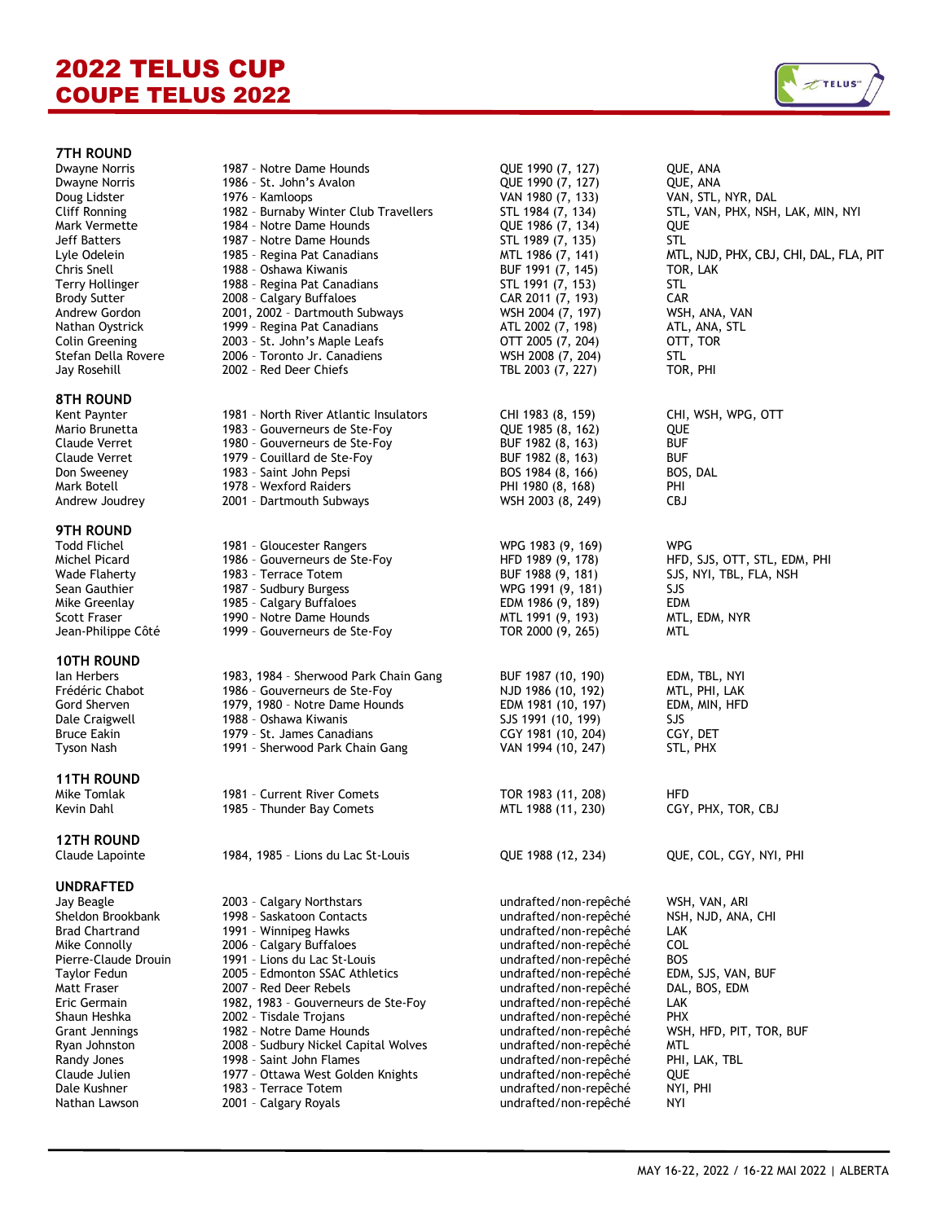# 2022 TELUS CUP
# COUPE TELUS 2022

### 7TH ROUND

| | | | |
|---|---|---|---|
| Dwayne Norris | 1987 – Notre Dame Hounds | QUE 1990 (7, 127) | QUE, ANA |
| Dwayne Norris | 1986 – St. John's Avalon | QUE 1990 (7, 127) | QUE, ANA |
| Doug Lidster | 1976 – Kamloops | VAN 1980 (7, 133) | VAN, STL, NYR, DAL |
| Cliff Ronning | 1982 – Burnaby Winter Club Travellers | STL 1984 (7, 134) | STL, VAN, PHX, NSH, LAK, MIN, NYI |
| Mark Vermette | 1984 – Notre Dame Hounds | QUE 1986 (7, 134) | QUE |
| Jeff Batters | 1987 – Notre Dame Hounds | STL 1989 (7, 135) | STL |
| Lyle Odelein | 1985 – Regina Pat Canadians | MTL 1986 (7, 141) | MTL, NJD, PHX, CBJ, CHI, DAL, FLA, PIT |
| Chris Snell | 1988 – Oshawa Kiwanis | BUF 1991 (7, 145) | TOR, LAK |
| Terry Hollinger | 1988 – Regina Pat Canadians | STL 1991 (7, 153) | STL |
| Brody Sutter | 2008 – Calgary Buffaloes | CAR 2011 (7, 193) | CAR |
| Andrew Gordon | 2001, 2002 – Dartmouth Subways | WSH 2004 (7, 197) | WSH, ANA, VAN |
| Nathan Oystrick | 1999 – Regina Pat Canadians | ATL 2002 (7, 198) | ATL, ANA, STL |
| Colin Greening | 2003 – St. John's Maple Leafs | OTT 2005 (7, 204) | OTT, TOR |
| Stefan Della Rovere | 2006 – Toronto Jr. Canadiens | WSH 2008 (7, 204) | STL |
| Jay Rosehill | 2002 – Red Deer Chiefs | TBL 2003 (7, 227) | TOR, PHI |

### 8TH ROUND

| | | | |
|---|---|---|---|
| Kent Paynter | 1981 – North River Atlantic Insulators | CHI 1983 (8, 159) | CHI, WSH, WPG, OTT |
| Mario Brunetta | 1983 – Gouverneurs de Ste-Foy | QUE 1985 (8, 162) | QUE |
| Claude Verret | 1980 – Gouverneurs de Ste-Foy | BUF 1982 (8, 163) | BUF |
| Claude Verret | 1979 – Couillard de Ste-Foy | BUF 1982 (8, 163) | BUF |
| Don Sweeney | 1983 – Saint John Pepsi | BOS 1984 (8, 166) | BOS, DAL |
| Mark Botell | 1978 – Wexford Raiders | PHI 1980 (8, 168) | PHI |
| Andrew Joudrey | 2001 – Dartmouth Subways | WSH 2003 (8, 249) | CBJ |

### 9TH ROUND

| | | | |
|---|---|---|---|
| Todd Flichel | 1981 – Gloucester Rangers | WPG 1983 (9, 169) | WPG |
| Michel Picard | 1986 – Gouverneurs de Ste-Foy | HFD 1989 (9, 178) | HFD, SJS, OTT, STL, EDM, PHI |
| Wade Flaherty | 1983 – Terrace Totem | BUF 1988 (9, 181) | SJS, NYI, TBL, FLA, NSH |
| Sean Gauthier | 1987 – Sudbury Burgess | WPG 1991 (9, 181) | SJS |
| Mike Greenlay | 1985 – Calgary Buffaloes | EDM 1986 (9, 189) | EDM |
| Scott Fraser | 1990 – Notre Dame Hounds | MTL 1991 (9, 193) | MTL, EDM, NYR |
| Jean-Philippe Côté | 1999 – Gouverneurs de Ste-Foy | TOR 2000 (9, 265) | MTL |

### 10TH ROUND

| | | | |
|---|---|---|---|
| Ian Herbers | 1983, 1984 – Sherwood Park Chain Gang | BUF 1987 (10, 190) | EDM, TBL, NYI |
| Frédéric Chabot | 1986 – Gouverneurs de Ste-Foy | NJD 1986 (10, 192) | MTL, PHI, LAK |
| Gord Sherven | 1979, 1980 – Notre Dame Hounds | EDM 1981 (10, 197) | EDM, MIN, HFD |
| Dale Craigwell | 1988 – Oshawa Kiwanis | SJS 1991 (10, 199) | SJS |
| Bruce Eakin | 1979 – St. James Canadians | CGY 1981 (10, 204) | CGY, DET |
| Tyson Nash | 1991 – Sherwood Park Chain Gang | VAN 1994 (10, 247) | STL, PHX |

### 11TH ROUND

| | | | |
|---|---|---|---|
| Mike Tomlak | 1981 – Current River Comets | TOR 1983 (11, 208) | HFD |
| Kevin Dahl | 1985 – Thunder Bay Comets | MTL 1988 (11, 230) | CGY, PHX, TOR, CBJ |

### 12TH ROUND

| | | | |
|---|---|---|---|
| Claude Lapointe | 1984, 1985 – Lions du Lac St-Louis | QUE 1988 (12, 234) | QUE, COL, CGY, NYI, PHI |

### UNDRAFTED

| | | | |
|---|---|---|---|
| Jay Beagle | 2003 – Calgary Northstars | undrafted/non-repêché | WSH, VAN, ARI |
| Sheldon Brookbank | 1998 – Saskatoon Contacts | undrafted/non-repêché | NSH, NJD, ANA, CHI |
| Brad Chartrand | 1991 – Winnipeg Hawks | undrafted/non-repêché | LAK |
| Mike Connolly | 2006 – Calgary Buffaloes | undrafted/non-repêché | COL |
| Pierre-Claude Drouin | 1991 – Lions du Lac St-Louis | undrafted/non-repêché | BOS |
| Taylor Fedun | 2005 – Edmonton SSAC Athletics | undrafted/non-repêché | EDM, SJS, VAN, BUF |
| Matt Fraser | 2007 – Red Deer Rebels | undrafted/non-repêché | DAL, BOS, EDM |
| Eric Germain | 1982, 1983 – Gouverneurs de Ste-Foy | undrafted/non-repêché | LAK |
| Shaun Heshka | 2002 – Tisdale Trojans | undrafted/non-repêché | PHX |
| Grant Jennings | 1982 – Notre Dame Hounds | undrafted/non-repêché | WSH, HFD, PIT, TOR, BUF |
| Ryan Johnston | 2008 – Sudbury Nickel Capital Wolves | undrafted/non-repêché | MTL |
| Randy Jones | 1998 – Saint John Flames | undrafted/non-repêché | PHI, LAK, TBL |
| Claude Julien | 1977 – Ottawa West Golden Knights | undrafted/non-repêché | QUE |
| Dale Kushner | 1983 – Terrace Totem | undrafted/non-repêché | NYI, PHI |
| Nathan Lawson | 2001 – Calgary Royals | undrafted/non-repêché | NYI |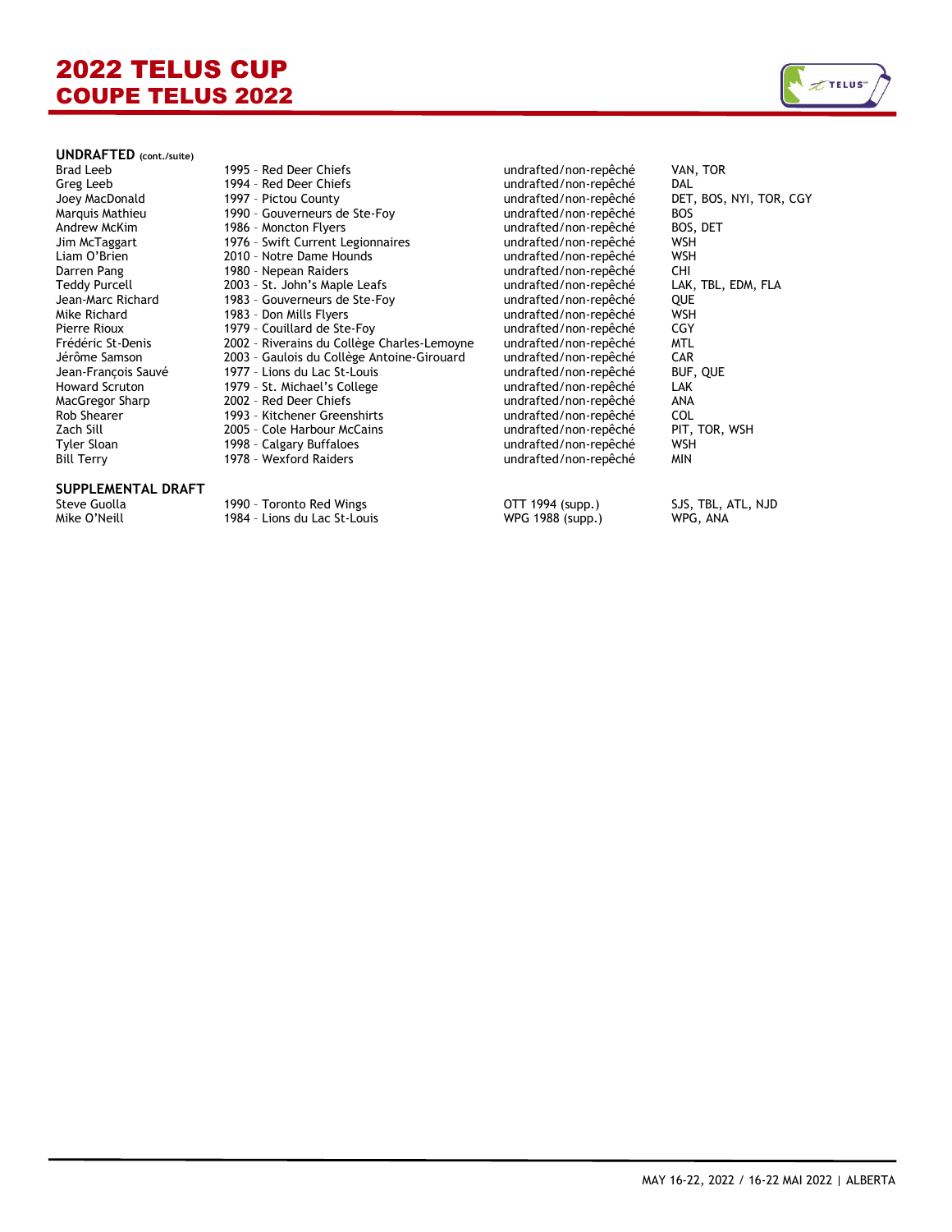# 2022 TELUS CUP
# COUPE TELUS 2022

## UNDRAFTED (cont./suite)

| | | | |
|---|---|---|---|
| Brad Leeb | 1995 – Red Deer Chiefs | undrafted/non-repêché | VAN, TOR |
| Greg Leeb | 1994 – Red Deer Chiefs | undrafted/non-repêché | DAL |
| Joey MacDonald | 1997 – Pictou County | undrafted/non-repêché | DET, BOS, NYI, TOR, CGY |
| Marquis Mathieu | 1990 – Gouverneurs de Ste-Foy | undrafted/non-repêché | BOS |
| Andrew McKim | 1986 – Moncton Flyers | undrafted/non-repêché | BOS, DET |
| Jim McTaggart | 1976 – Swift Current Legionnaires | undrafted/non-repêché | WSH |
| Liam O'Brien | 2010 – Notre Dame Hounds | undrafted/non-repêché | WSH |
| Darren Pang | 1980 – Nepean Raiders | undrafted/non-repêché | CHI |
| Teddy Purcell | 2003 – St. John's Maple Leafs | undrafted/non-repêché | LAK, TBL, EDM, FLA |
| Jean-Marc Richard | 1983 – Gouverneurs de Ste-Foy | undrafted/non-repêché | QUE |
| Mike Richard | 1983 – Don Mills Flyers | undrafted/non-repêché | WSH |
| Pierre Rioux | 1979 – Couillard de Ste-Foy | undrafted/non-repêché | CGY |
| Frédéric St-Denis | 2002 – Riverains du Collège Charles-Lemoyne | undrafted/non-repêché | MTL |
| Jérôme Samson | 2003 – Gaulois du Collège Antoine-Girouard | undrafted/non-repêché | CAR |
| Jean-François Sauvé | 1977 – Lions du Lac St-Louis | undrafted/non-repêché | BUF, QUE |
| Howard Scruton | 1979 – St. Michael's College | undrafted/non-repêché | LAK |
| MacGregor Sharp | 2002 – Red Deer Chiefs | undrafted/non-repêché | ANA |
| Rob Shearer | 1993 – Kitchener Greenshirts | undrafted/non-repêché | COL |
| Zach Sill | 2005 – Cole Harbour McCains | undrafted/non-repêché | PIT, TOR, WSH |
| Tyler Sloan | 1998 – Calgary Buffaloes | undrafted/non-repêché | WSH |
| Bill Terry | 1978 – Wexford Raiders | undrafted/non-repêché | MIN |

## SUPPLEMENTAL DRAFT

| | | | |
|---|---|---|---|
| Steve Guolla | 1990 – Toronto Red Wings | OTT 1994 (supp.) | SJS, TBL, ATL, NJD |
| Mike O'Neill | 1984 – Lions du Lac St-Louis | WPG 1988 (supp.) | WPG, ANA |